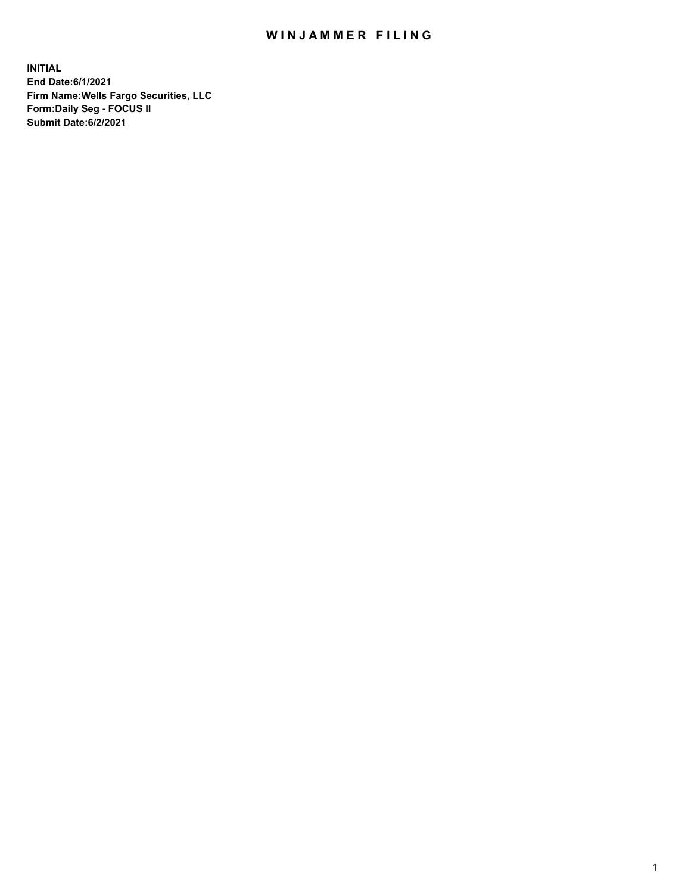# WINJAMMER FILING

**INITIAL**
**End Date:6/1/2021**
**Firm Name:Wells Fargo Securities, LLC**
**Form:Daily Seg - FOCUS II**
**Submit Date:6/2/2021**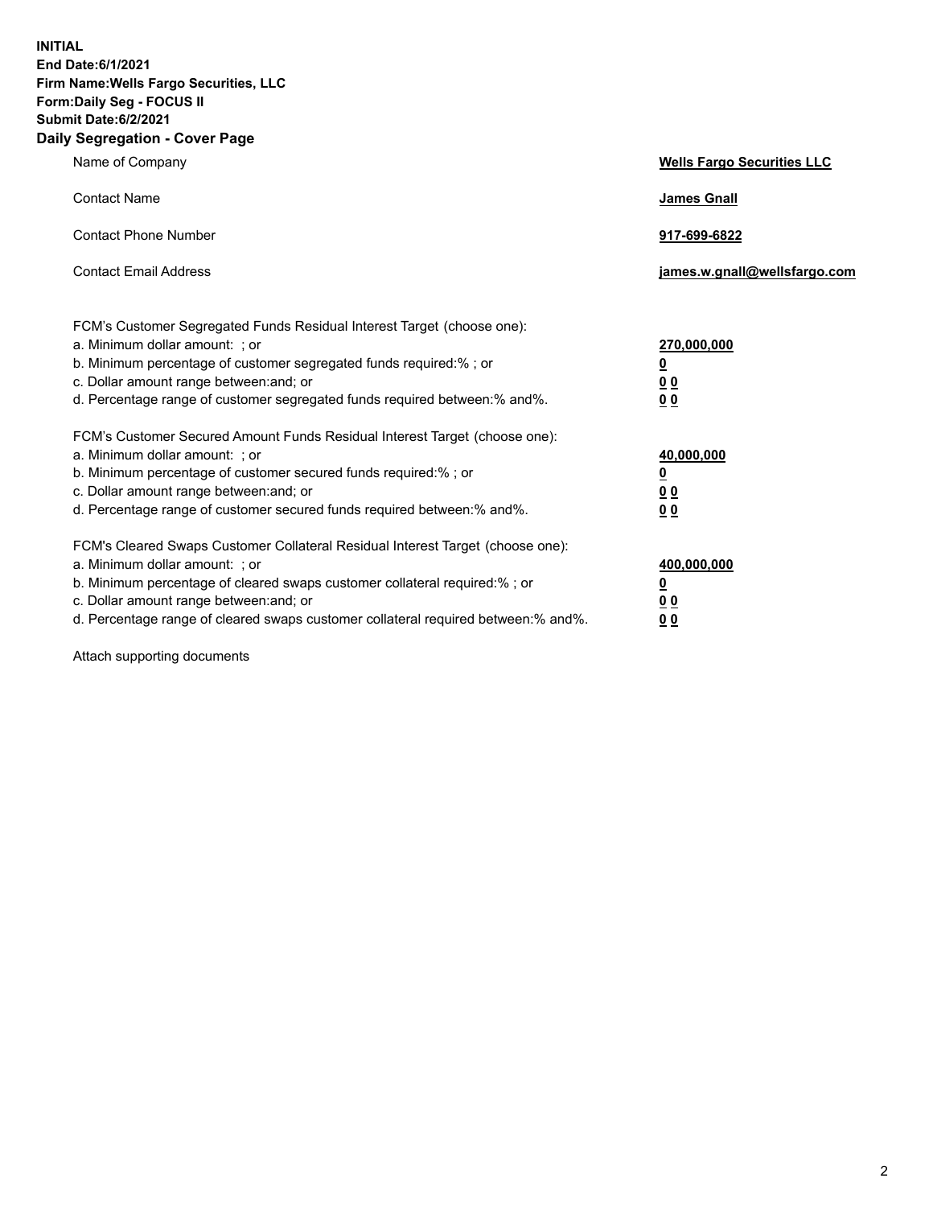**INITIAL**
**End Date:6/1/2021**
**Firm Name:Wells Fargo Securities, LLC**
**Form:Daily Seg - FOCUS II**
**Submit Date:6/2/2021**

## Daily Segregation - Cover Page

| | |
|---|---|
| Name of Company | **Wells Fargo Securities LLC** |
| Contact Name | **James Gnall** |
| Contact Phone Number | **917-699-6822** |
| Contact Email Address | **james.w.gnall@wellsfargo.com** |

FCM's Customer Segregated Funds Residual Interest Target (choose one):

| | |
|---|---|
| a. Minimum dollar amount: ; or | **270,000,000** |
| b. Minimum percentage of customer segregated funds required:% ; or | **0** |
| c. Dollar amount range between:and; or | **0 0** |
| d. Percentage range of customer segregated funds required between:% and%. | **0 0** |

FCM's Customer Secured Amount Funds Residual Interest Target (choose one):

| | |
|---|---|
| a. Minimum dollar amount: ; or | **40,000,000** |
| b. Minimum percentage of customer secured funds required:% ; or | **0** |
| c. Dollar amount range between:and; or | **0 0** |
| d. Percentage range of customer secured funds required between:% and%. | **0 0** |

FCM's Cleared Swaps Customer Collateral Residual Interest Target (choose one):

| | |
|---|---|
| a. Minimum dollar amount: ; or | **400,000,000** |
| b. Minimum percentage of cleared swaps customer collateral required:% ; or | **0** |
| c. Dollar amount range between:and; or | **0 0** |
| d. Percentage range of cleared swaps customer collateral required between:% and%. | **0 0** |

Attach supporting documents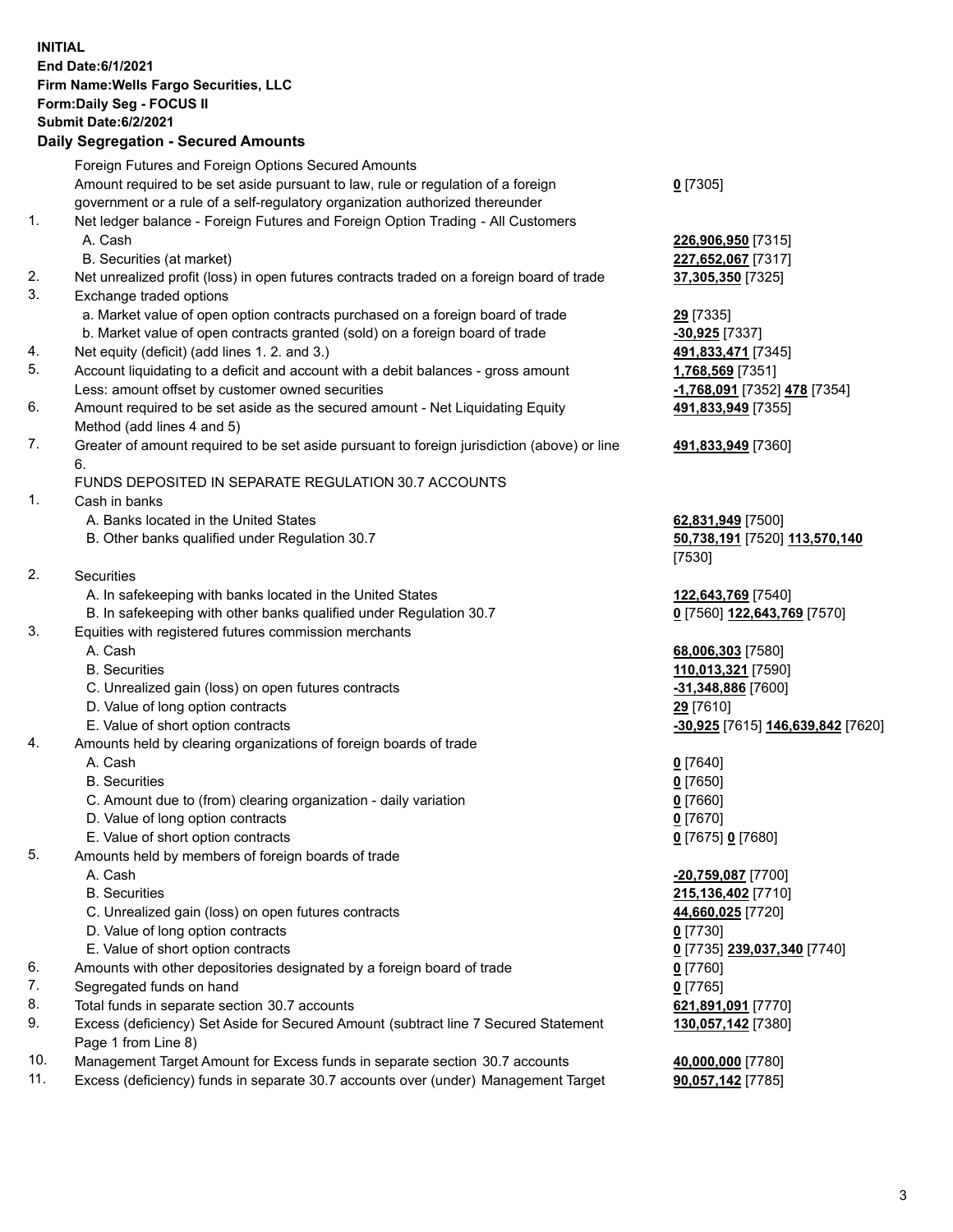**INITIAL**
**End Date:6/1/2021**
**Firm Name:Wells Fargo Securities, LLC**
**Form:Daily Seg - FOCUS II**
**Submit Date:6/2/2021**

## Daily Segregation - Secured Amounts

| | | |
|---|---|---|
| | Foreign Futures and Foreign Options Secured Amounts | |
| | Amount required to be set aside pursuant to law, rule or regulation of a foreign government or a rule of a self-regulatory organization authorized thereunder | **0** [7305] |
| 1. | Net ledger balance - Foreign Futures and Foreign Option Trading - All Customers | |
| | A. Cash | **226,906,950** [7315] |
| | B. Securities (at market) | **227,652,067** [7317] |
| 2. | Net unrealized profit (loss) in open futures contracts traded on a foreign board of trade | **37,305,350** [7325] |
| 3. | Exchange traded options | |
| | a. Market value of open option contracts purchased on a foreign board of trade | **29** [7335] |
| | b. Market value of open contracts granted (sold) on a foreign board of trade | **-30,925** [7337] |
| 4. | Net equity (deficit) (add lines 1. 2. and 3.) | **491,833,471** [7345] |
| 5. | Account liquidating to a deficit and account with a debit balances - gross amount | **1,768,569** [7351] |
| | Less: amount offset by customer owned securities | **-1,768,091** [7352] **478** [7354] |
| 6. | Amount required to be set aside as the secured amount - Net Liquidating Equity Method (add lines 4 and 5) | **491,833,949** [7355] |
| 7. | Greater of amount required to be set aside pursuant to foreign jurisdiction (above) or line 6. | **491,833,949** [7360] |
| | FUNDS DEPOSITED IN SEPARATE REGULATION 30.7 ACCOUNTS | |
| 1. | Cash in banks | |
| | A. Banks located in the United States | **62,831,949** [7500] |
| | B. Other banks qualified under Regulation 30.7 | **50,738,191** [7520] **113,570,140** [7530] |
| 2. | Securities | |
| | A. In safekeeping with banks located in the United States | **122,643,769** [7540] |
| | B. In safekeeping with other banks qualified under Regulation 30.7 | **0** [7560] **122,643,769** [7570] |
| 3. | Equities with registered futures commission merchants | |
| | A. Cash | **68,006,303** [7580] |
| | B. Securities | **110,013,321** [7590] |
| | C. Unrealized gain (loss) on open futures contracts | **-31,348,886** [7600] |
| | D. Value of long option contracts | **29** [7610] |
| | E. Value of short option contracts | **-30,925** [7615] **146,639,842** [7620] |
| 4. | Amounts held by clearing organizations of foreign boards of trade | |
| | A. Cash | **0** [7640] |
| | B. Securities | **0** [7650] |
| | C. Amount due to (from) clearing organization - daily variation | **0** [7660] |
| | D. Value of long option contracts | **0** [7670] |
| | E. Value of short option contracts | **0** [7675] **0** [7680] |
| 5. | Amounts held by members of foreign boards of trade | |
| | A. Cash | **-20,759,087** [7700] |
| | B. Securities | **215,136,402** [7710] |
| | C. Unrealized gain (loss) on open futures contracts | **44,660,025** [7720] |
| | D. Value of long option contracts | **0** [7730] |
| | E. Value of short option contracts | **0** [7735] **239,037,340** [7740] |
| 6. | Amounts with other depositories designated by a foreign board of trade | **0** [7760] |
| 7. | Segregated funds on hand | **0** [7765] |
| 8. | Total funds in separate section 30.7 accounts | **621,891,091** [7770] |
| 9. | Excess (deficiency) Set Aside for Secured Amount (subtract line 7 Secured Statement Page 1 from Line 8) | **130,057,142** [7380] |
| 10. | Management Target Amount for Excess funds in separate section 30.7 accounts | **40,000,000** [7780] |
| 11. | Excess (deficiency) funds in separate 30.7 accounts over (under) Management Target | **90,057,142** [7785] |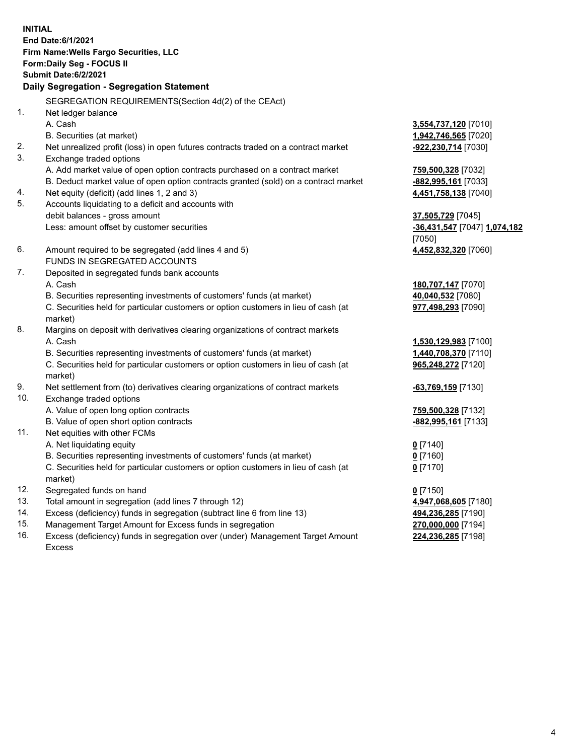**INITIAL**
**End Date:6/1/2021**
**Firm Name:Wells Fargo Securities, LLC**
**Form:Daily Seg - FOCUS II**
**Submit Date:6/2/2021**

**Daily Segregation - Segregation Statement**

SEGREGATION REQUIREMENTS(Section 4d(2) of the CEAct)

| | | |
|---|---|---|
| 1. | Net ledger balance | |
| | A. Cash | **3,554,737,120** [7010] |
| | B. Securities (at market) | **1,942,746,565** [7020] |
| 2. | Net unrealized profit (loss) in open futures contracts traded on a contract market | **-922,230,714** [7030] |
| 3. | Exchange traded options | |
| | A. Add market value of open option contracts purchased on a contract market | **759,500,328** [7032] |
| | B. Deduct market value of open option contracts granted (sold) on a contract market | **-882,995,161** [7033] |
| 4. | Net equity (deficit) (add lines 1, 2 and 3) | **4,451,758,138** [7040] |
| 5. | Accounts liquidating to a deficit and accounts with debit balances - gross amount | **37,505,729** [7045] |
| | Less: amount offset by customer securities | **-36,431,547** [7047] **1,074,182** [7050] |
| 6. | Amount required to be segregated (add lines 4 and 5) | **4,452,832,320** [7060] |
| | FUNDS IN SEGREGATED ACCOUNTS | |
| 7. | Deposited in segregated funds bank accounts | |
| | A. Cash | **180,707,147** [7070] |
| | B. Securities representing investments of customers' funds (at market) | **40,040,532** [7080] |
| | C. Securities held for particular customers or option customers in lieu of cash (at market) | **977,498,293** [7090] |
| 8. | Margins on deposit with derivatives clearing organizations of contract markets | |
| | A. Cash | **1,530,129,983** [7100] |
| | B. Securities representing investments of customers' funds (at market) | **1,440,708,370** [7110] |
| | C. Securities held for particular customers or option customers in lieu of cash (at market) | **965,248,272** [7120] |
| 9. | Net settlement from (to) derivatives clearing organizations of contract markets | **-63,769,159** [7130] |
| 10. | Exchange traded options | |
| | A. Value of open long option contracts | **759,500,328** [7132] |
| | B. Value of open short option contracts | **-882,995,161** [7133] |
| 11. | Net equities with other FCMs | |
| | A. Net liquidating equity | **0** [7140] |
| | B. Securities representing investments of customers' funds (at market) | **0** [7160] |
| | C. Securities held for particular customers or option customers in lieu of cash (at market) | **0** [7170] |
| 12. | Segregated funds on hand | **0** [7150] |
| 13. | Total amount in segregation (add lines 7 through 12) | **4,947,068,605** [7180] |
| 14. | Excess (deficiency) funds in segregation (subtract line 6 from line 13) | **494,236,285** [7190] |
| 15. | Management Target Amount for Excess funds in segregation | **270,000,000** [7194] |
| 16. | Excess (deficiency) funds in segregation over (under) Management Target Amount Excess | **224,236,285** [7198] |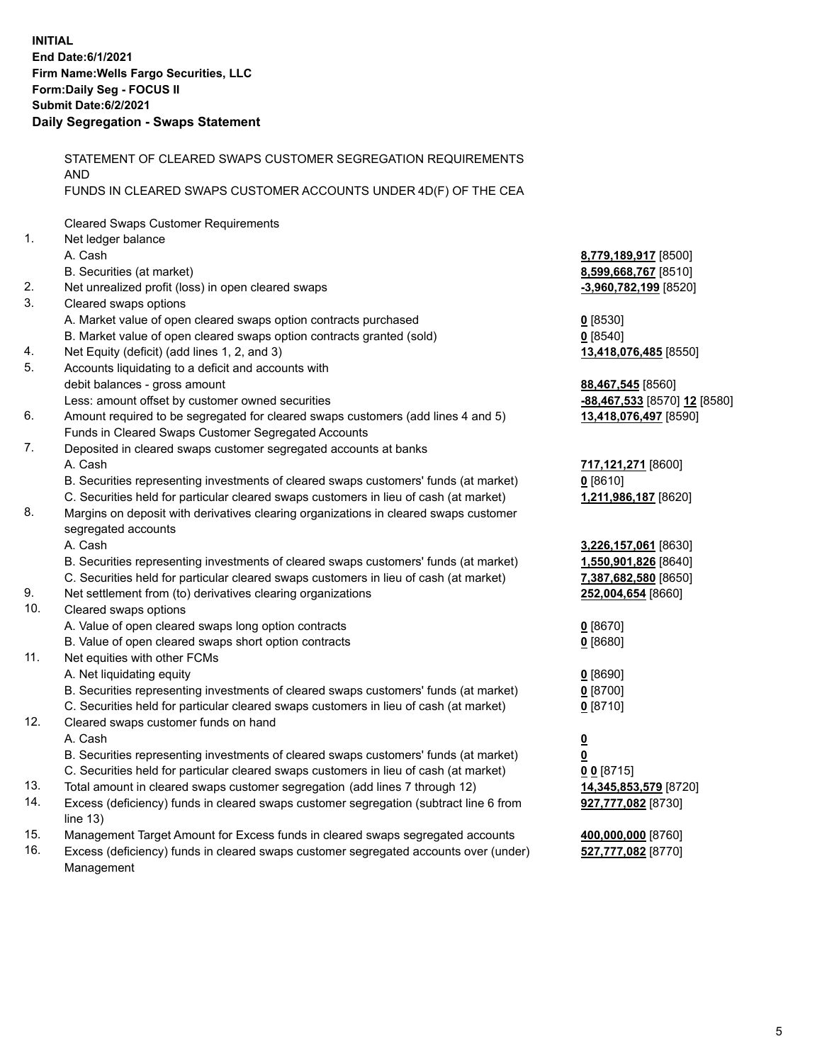**INITIAL**
**End Date:6/1/2021**
**Firm Name:Wells Fargo Securities, LLC**
**Form:Daily Seg - FOCUS II**
**Submit Date:6/2/2021**
**Daily Segregation - Swaps Statement**

STATEMENT OF CLEARED SWAPS CUSTOMER SEGREGATION REQUIREMENTS AND FUNDS IN CLEARED SWAPS CUSTOMER ACCOUNTS UNDER 4D(F) OF THE CEA

| | | |
|---|---|---|
| | Cleared Swaps Customer Requirements | |
| 1. | Net ledger balance | |
| | A. Cash | **8,779,189,917** [8500] |
| | B. Securities (at market) | **8,599,668,767** [8510] |
| 2. | Net unrealized profit (loss) in open cleared swaps | **-3,960,782,199** [8520] |
| 3. | Cleared swaps options | |
| | A. Market value of open cleared swaps option contracts purchased | **0** [8530] |
| | B. Market value of open cleared swaps option contracts granted (sold) | **0** [8540] |
| 4. | Net Equity (deficit) (add lines 1, 2, and 3) | **13,418,076,485** [8550] |
| 5. | Accounts liquidating to a deficit and accounts with debit balances - gross amount | **88,467,545** [8560] |
| | Less: amount offset by customer owned securities | **-88,467,533** [8570] **12** [8580] |
| 6. | Amount required to be segregated for cleared swaps customers (add lines 4 and 5) | **13,418,076,497** [8590] |
| | Funds in Cleared Swaps Customer Segregated Accounts | |
| 7. | Deposited in cleared swaps customer segregated accounts at banks | |
| | A. Cash | **717,121,271** [8600] |
| | B. Securities representing investments of cleared swaps customers' funds (at market) | **0** [8610] |
| | C. Securities held for particular cleared swaps customers in lieu of cash (at market) | **1,211,986,187** [8620] |
| 8. | Margins on deposit with derivatives clearing organizations in cleared swaps customer segregated accounts | |
| | A. Cash | **3,226,157,061** [8630] |
| | B. Securities representing investments of cleared swaps customers' funds (at market) | **1,550,901,826** [8640] |
| | C. Securities held for particular cleared swaps customers in lieu of cash (at market) | **7,387,682,580** [8650] |
| 9. | Net settlement from (to) derivatives clearing organizations | **252,004,654** [8660] |
| 10. | Cleared swaps options | |
| | A. Value of open cleared swaps long option contracts | **0** [8670] |
| | B. Value of open cleared swaps short option contracts | **0** [8680] |
| 11. | Net equities with other FCMs | |
| | A. Net liquidating equity | **0** [8690] |
| | B. Securities representing investments of cleared swaps customers' funds (at market) | **0** [8700] |
| | C. Securities held for particular cleared swaps customers in lieu of cash (at market) | **0** [8710] |
| 12. | Cleared swaps customer funds on hand | |
| | A. Cash | **0** |
| | B. Securities representing investments of cleared swaps customers' funds (at market) | **0** |
| | C. Securities held for particular cleared swaps customers in lieu of cash (at market) | **0** **0** [8715] |
| 13. | Total amount in cleared swaps customer segregation (add lines 7 through 12) | **14,345,853,579** [8720] |
| 14. | Excess (deficiency) funds in cleared swaps customer segregation (subtract line 6 from line 13) | **927,777,082** [8730] |
| 15. | Management Target Amount for Excess funds in cleared swaps segregated accounts | **400,000,000** [8760] |
| 16. | Excess (deficiency) funds in cleared swaps customer segregated accounts over (under) Management | **527,777,082** [8770] |